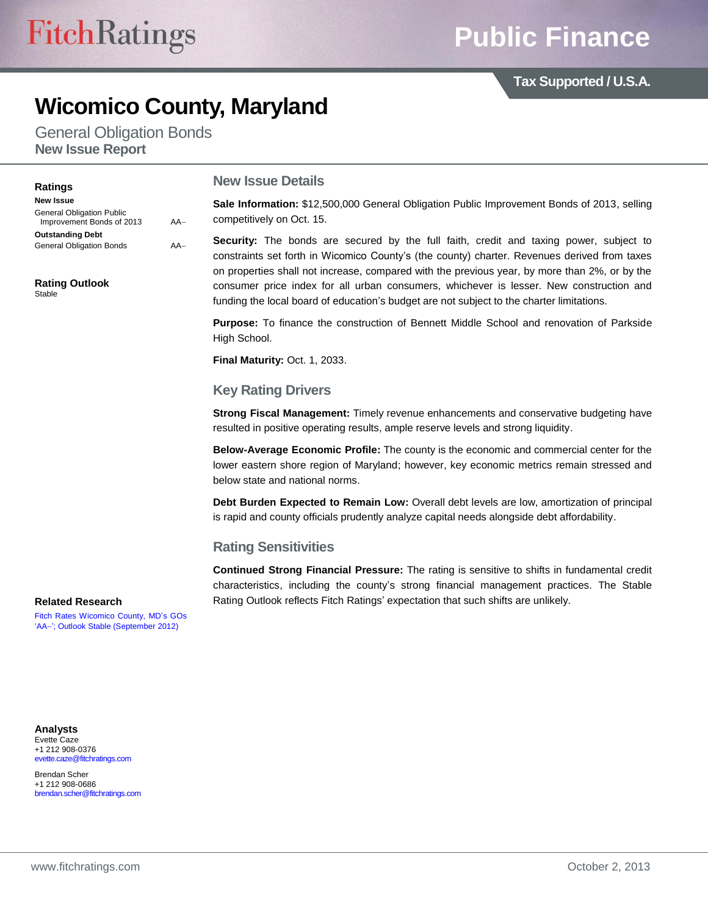Fitch Ratings

# Public Finance

Tax Supported / U.S.A.

# Wicomico County, Maryland

## General Obligation Bonds
**New Issue Report**

### Ratings

| **New Issue** | |
|---|---|
| General Obligation Public Improvement Bonds of 2013 | AA– |
| **Outstanding Debt** | |
| General Obligation Bonds | AA– |

**Rating Outlook**
Stable

### Related Research

Fitch Rates Wicomico County, MD's GOs 'AA–'; Outlook Stable (September 2012)

### Analysts

Evette Caze
+1 212 908-0376
evette.caze@fitchratings.com

Brendan Scher
+1 212 908-0686
brendan.scher@fitchratings.com

## New Issue Details

**Sale Information:** $12,500,000 General Obligation Public Improvement Bonds of 2013, selling competitively on Oct. 15.

**Security:** The bonds are secured by the full faith, credit and taxing power, subject to constraints set forth in Wicomico County's (the county) charter. Revenues derived from taxes on properties shall not increase, compared with the previous year, by more than 2%, or by the consumer price index for all urban consumers, whichever is lesser. New construction and funding the local board of education's budget are not subject to the charter limitations.

**Purpose:** To finance the construction of Bennett Middle School and renovation of Parkside High School.

**Final Maturity:** Oct. 1, 2033.

## Key Rating Drivers

**Strong Fiscal Management:** Timely revenue enhancements and conservative budgeting have resulted in positive operating results, ample reserve levels and strong liquidity.

**Below-Average Economic Profile:** The county is the economic and commercial center for the lower eastern shore region of Maryland; however, key economic metrics remain stressed and below state and national norms.

**Debt Burden Expected to Remain Low:** Overall debt levels are low, amortization of principal is rapid and county officials prudently analyze capital needs alongside debt affordability.

## Rating Sensitivities

**Continued Strong Financial Pressure:** The rating is sensitive to shifts in fundamental credit characteristics, including the county's strong financial management practices. The Stable Rating Outlook reflects Fitch Ratings' expectation that such shifts are unlikely.

www.fitchratings.com October 2, 2013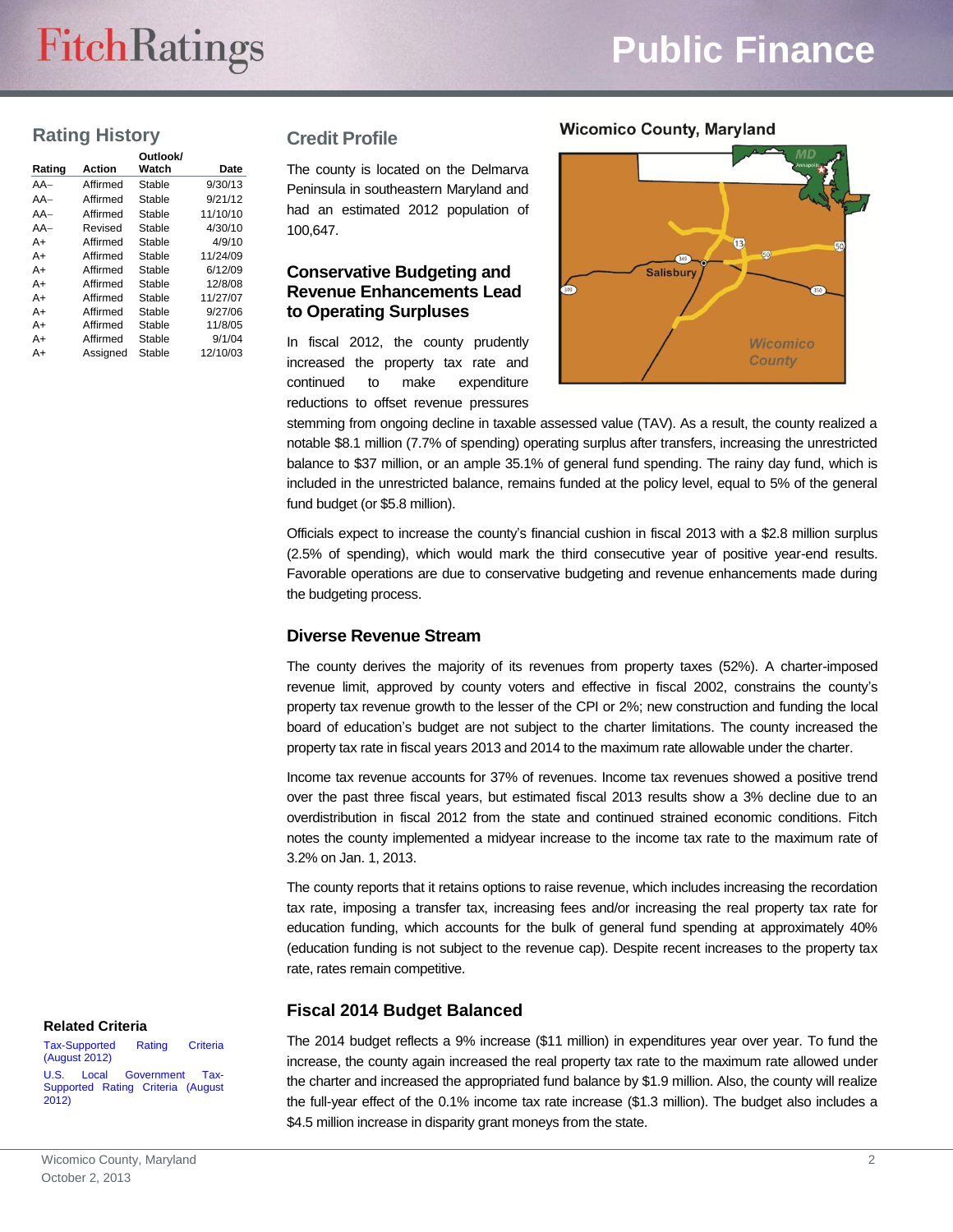## Rating History

| Rating | Action | Outlook/ Watch | Date |
|---|---|---|---|
| AA– | Affirmed | Stable | 9/30/13 |
| AA– | Affirmed | Stable | 9/21/12 |
| AA– | Affirmed | Stable | 11/10/10 |
| AA– | Revised | Stable | 4/30/10 |
| A+ | Affirmed | Stable | 4/9/10 |
| A+ | Affirmed | Stable | 11/24/09 |
| A+ | Affirmed | Stable | 6/12/09 |
| A+ | Affirmed | Stable | 12/8/08 |
| A+ | Affirmed | Stable | 11/27/07 |
| A+ | Affirmed | Stable | 9/27/06 |
| A+ | Affirmed | Stable | 11/8/05 |
| A+ | Affirmed | Stable | 9/1/04 |
| A+ | Assigned | Stable | 12/10/03 |

### Related Criteria

Tax-Supported Rating Criteria (August 2012)

U.S. Local Government Tax-Supported Rating Criteria (August 2012)

## Credit Profile

The county is located on the Delmarva Peninsula in southeastern Maryland and had an estimated 2012 population of 100,647.

**Wicomico County, Maryland**

### Conservative Budgeting and Revenue Enhancements Lead to Operating Surpluses

In fiscal 2012, the county prudently increased the property tax rate and continued to make expenditure reductions to offset revenue pressures stemming from ongoing decline in taxable assessed value (TAV). As a result, the county realized a notable $8.1 million (7.7% of spending) operating surplus after transfers, increasing the unrestricted balance to $37 million, or an ample 35.1% of general fund spending. The rainy day fund, which is included in the unrestricted balance, remains funded at the policy level, equal to 5% of the general fund budget (or $5.8 million).

Officials expect to increase the county's financial cushion in fiscal 2013 with a $2.8 million surplus (2.5% of spending), which would mark the third consecutive year of positive year-end results. Favorable operations are due to conservative budgeting and revenue enhancements made during the budgeting process.

### Diverse Revenue Stream

The county derives the majority of its revenues from property taxes (52%). A charter-imposed revenue limit, approved by county voters and effective in fiscal 2002, constrains the county's property tax revenue growth to the lesser of the CPI or 2%; new construction and funding the local board of education's budget are not subject to the charter limitations. The county increased the property tax rate in fiscal years 2013 and 2014 to the maximum rate allowable under the charter.

Income tax revenue accounts for 37% of revenues. Income tax revenues showed a positive trend over the past three fiscal years, but estimated fiscal 2013 results show a 3% decline due to an overdistribution in fiscal 2012 from the state and continued strained economic conditions. Fitch notes the county implemented a midyear increase to the income tax rate to the maximum rate of 3.2% on Jan. 1, 2013.

The county reports that it retains options to raise revenue, which includes increasing the recordation tax rate, imposing a transfer tax, increasing fees and/or increasing the real property tax rate for education funding, which accounts for the bulk of general fund spending at approximately 40% (education funding is not subject to the revenue cap). Despite recent increases to the property tax rate, rates remain competitive.

### Fiscal 2014 Budget Balanced

The 2014 budget reflects a 9% increase ($11 million) in expenditures year over year. To fund the increase, the county again increased the real property tax rate to the maximum rate allowed under the charter and increased the appropriated fund balance by $1.9 million. Also, the county will realize the full-year effect of the 0.1% income tax rate increase ($1.3 million). The budget also includes a $4.5 million increase in disparity grant moneys from the state.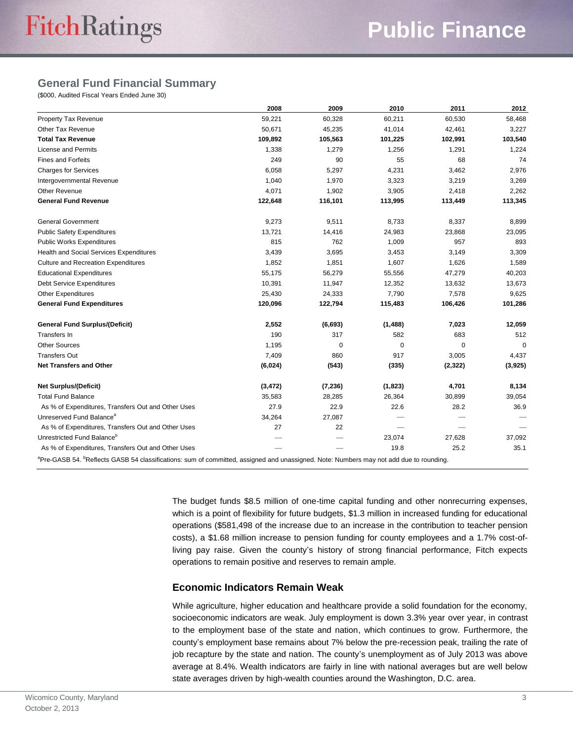## General Fund Financial Summary

($000, Audited Fiscal Years Ended June 30)

| | 2008 | 2009 | 2010 | 2011 | 2012 |
|---|---|---|---|---|---|
| Property Tax Revenue | 59,221 | 60,328 | 60,211 | 60,530 | 58,468 |
| Other Tax Revenue | 50,671 | 45,235 | 41,014 | 42,461 | 3,227 |
| **Total Tax Revenue** | **109,892** | **105,563** | **101,225** | **102,991** | **103,540** |
| License and Permits | 1,338 | 1,279 | 1,256 | 1,291 | 1,224 |
| Fines and Forfeits | 249 | 90 | 55 | 68 | 74 |
| Charges for Services | 6,058 | 5,297 | 4,231 | 3,462 | 2,976 |
| Intergovernmental Revenue | 1,040 | 1,970 | 3,323 | 3,219 | 3,269 |
| Other Revenue | 4,071 | 1,902 | 3,905 | 2,418 | 2,262 |
| **General Fund Revenue** | **122,648** | **116,101** | **113,995** | **113,449** | **113,345** |
| | | | | | |
| General Government | 9,273 | 9,511 | 8,733 | 8,337 | 8,899 |
| Public Safety Expenditures | 13,721 | 14,416 | 24,983 | 23,868 | 23,095 |
| Public Works Expenditures | 815 | 762 | 1,009 | 957 | 893 |
| Health and Social Services Expenditures | 3,439 | 3,695 | 3,453 | 3,149 | 3,309 |
| Culture and Recreation Expenditures | 1,852 | 1,851 | 1,607 | 1,626 | 1,589 |
| Educational Expenditures | 55,175 | 56,279 | 55,556 | 47,279 | 40,203 |
| Debt Service Expenditures | 10,391 | 11,947 | 12,352 | 13,632 | 13,673 |
| Other Expenditures | 25,430 | 24,333 | 7,790 | 7,578 | 9,625 |
| **General Fund Expenditures** | **120,096** | **122,794** | **115,483** | **106,426** | **101,286** |
| | | | | | |
| **General Fund Surplus/(Deficit)** | **2,552** | **(6,693)** | **(1,488)** | **7,023** | **12,059** |
| Transfers In | 190 | 317 | 582 | 683 | 512 |
| Other Sources | 1,195 | 0 | 0 | 0 | 0 |
| Transfers Out | 7,409 | 860 | 917 | 3,005 | 4,437 |
| **Net Transfers and Other** | **(6,024)** | **(543)** | **(335)** | **(2,322)** | **(3,925)** |
| | | | | | |
| **Net Surplus/(Deficit)** | **(3,472)** | **(7,236)** | **(1,823)** | **4,701** | **8,134** |
| Total Fund Balance | 35,583 | 28,285 | 26,364 | 30,899 | 39,054 |
| As % of Expenditures, Transfers Out and Other Uses | 27.9 | 22.9 | 22.6 | 28.2 | 36.9 |
| Unreserved Fund Balance[a] | 34,264 | 27,087 | — | — | — |
| As % of Expenditures, Transfers Out and Other Uses | 27 | 22 | — | — | — |
| Unrestricted Fund Balance[b] | — | — | 23,074 | 27,628 | 37,092 |
| As % of Expenditures, Transfers Out and Other Uses | — | — | 19.8 | 25.2 | 35.1 |

[a]Pre-GASB 54. [b]Reflects GASB 54 classifications: sum of committed, assigned and unassigned. Note: Numbers may not add due to rounding.

The budget funds $8.5 million of one-time capital funding and other nonrecurring expenses, which is a point of flexibility for future budgets, $1.3 million in increased funding for educational operations ($581,498 of the increase due to an increase in the contribution to teacher pension costs), a $1.68 million increase to pension funding for county employees and a 1.7% cost-of-living pay raise. Given the county's history of strong financial performance, Fitch expects operations to remain positive and reserves to remain ample.

### Economic Indicators Remain Weak

While agriculture, higher education and healthcare provide a solid foundation for the economy, socioeconomic indicators are weak. July employment is down 3.3% year over year, in contrast to the employment base of the state and nation, which continues to grow. Furthermore, the county's employment base remains about 7% below the pre-recession peak, trailing the rate of job recapture by the state and nation. The county's unemployment as of July 2013 was above average at 8.4%. Wealth indicators are fairly in line with national averages but are well below state averages driven by high-wealth counties around the Washington, D.C. area.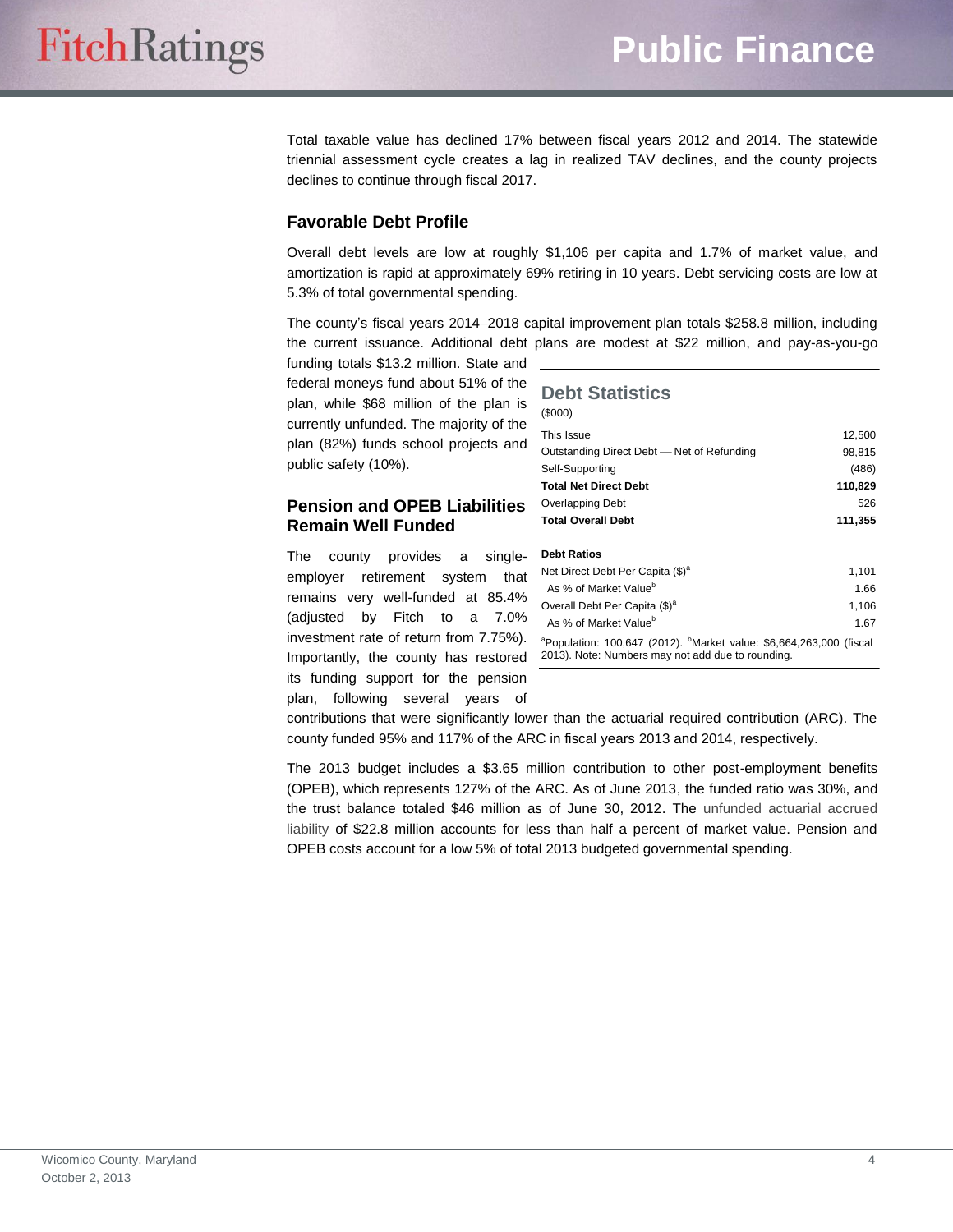Total taxable value has declined 17% between fiscal years 2012 and 2014. The statewide triennial assessment cycle creates a lag in realized TAV declines, and the county projects declines to continue through fiscal 2017.

### Favorable Debt Profile

Overall debt levels are low at roughly $1,106 per capita and 1.7% of market value, and amortization is rapid at approximately 69% retiring in 10 years. Debt servicing costs are low at 5.3% of total governmental spending.

The county's fiscal years 2014–2018 capital improvement plan totals $258.8 million, including the current issuance. Additional debt plans are modest at $22 million, and pay-as-you-go funding totals $13.2 million. State and federal moneys fund about 51% of the plan, while $68 million of the plan is currently unfunded. The majority of the plan (82%) funds school projects and public safety (10%).

### Pension and OPEB Liabilities Remain Well Funded

The county provides a single-employer retirement system that remains very well-funded at 85.4% (adjusted by Fitch to a 7.0% investment rate of return from 7.75%). Importantly, the county has restored its funding support for the pension plan, following several years of contributions that were significantly lower than the actuarial required contribution (ARC). The county funded 95% and 117% of the ARC in fiscal years 2013 and 2014, respectively.

The 2013 budget includes a $3.65 million contribution to other post-employment benefits (OPEB), which represents 127% of the ARC. As of June 2013, the funded ratio was 30%, and the trust balance totaled $46 million as of June 30, 2012. The unfunded actuarial accrued liability of $22.8 million accounts for less than half a percent of market value. Pension and OPEB costs account for a low 5% of total 2013 budgeted governmental spending.

**Debt Statistics**
($000)

| | |
|---|---|
| This Issue | 12,500 |
| Outstanding Direct Debt — Net of Refunding | 98,815 |
| Self-Supporting | (486) |
| **Total Net Direct Debt** | **110,829** |
| Overlapping Debt | 526 |
| **Total Overall Debt** | **111,355** |
| **Debt Ratios** | |
| Net Direct Debt Per Capita ($)[a] | 1,101 |
| As % of Market Value[b] | 1.66 |
| Overall Debt Per Capita ($)[a] | 1,106 |
| As % of Market Value[b] | 1.67 |

[a]Population: 100,647 (2012). [b]Market value: $6,664,263,000 (fiscal 2013). Note: Numbers may not add due to rounding.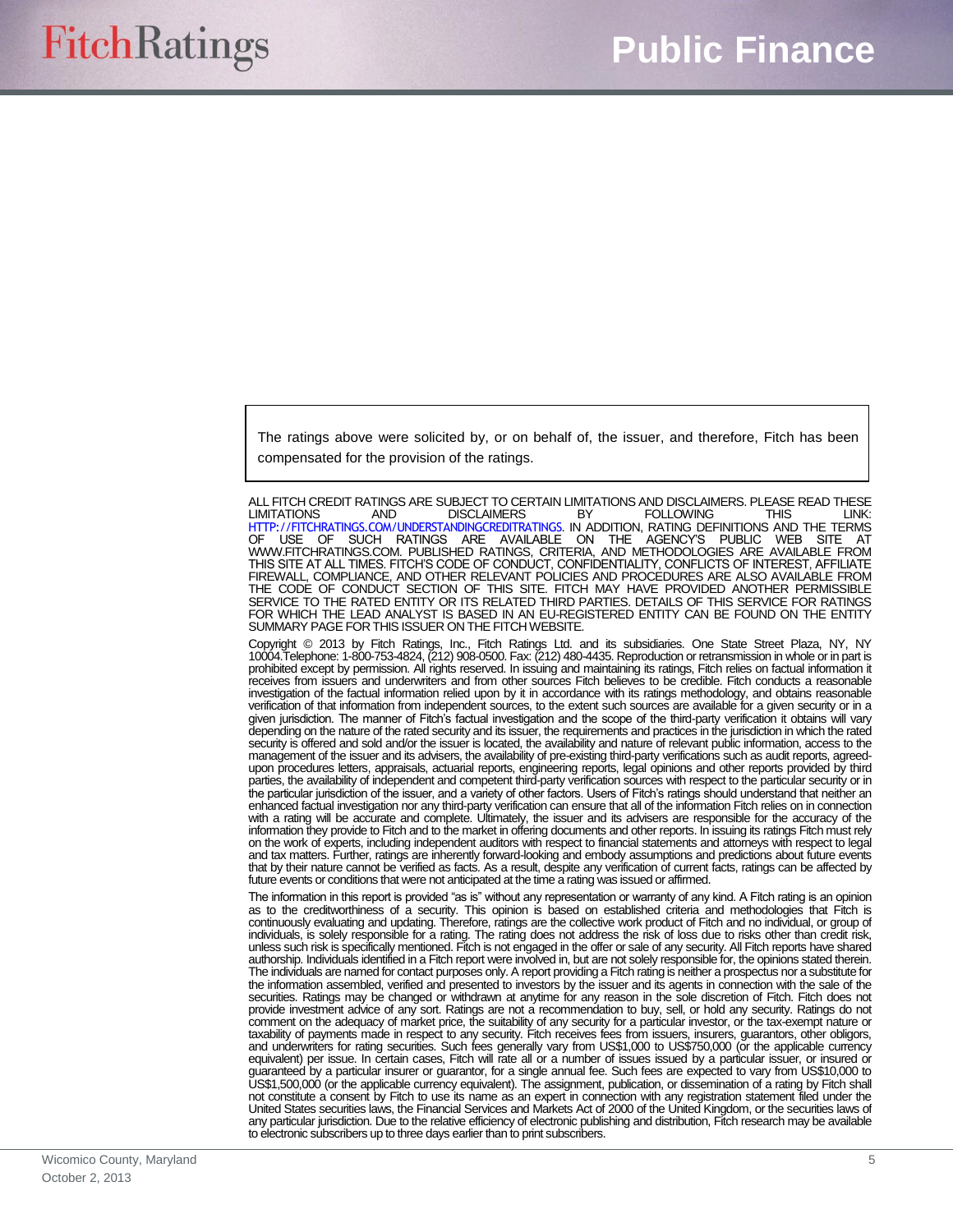The ratings above were solicited by, or on behalf of, the issuer, and therefore, Fitch has been compensated for the provision of the ratings.

ALL FITCH CREDIT RATINGS ARE SUBJECT TO CERTAIN LIMITATIONS AND DISCLAIMERS. PLEASE READ THESE LIMITATIONS AND DISCLAIMERS BY FOLLOWING THIS LINK: HTTP://FITCHRATINGS.COM/UNDERSTANDINGCREDITRATINGS. IN ADDITION, RATING DEFINITIONS AND THE TERMS OF USE OF SUCH RATINGS ARE AVAILABLE ON THE AGENCY'S PUBLIC WEB SITE AT WWW.FITCHRATINGS.COM. PUBLISHED RATINGS, CRITERIA, AND METHODOLOGIES ARE AVAILABLE FROM THIS SITE AT ALL TIMES. FITCH'S CODE OF CONDUCT, CONFIDENTIALITY, CONFLICTS OF INTEREST, AFFILIATE FIREWALL, COMPLIANCE, AND OTHER RELEVANT POLICIES AND PROCEDURES ARE ALSO AVAILABLE FROM THE CODE OF CONDUCT SECTION OF THIS SITE. FITCH MAY HAVE PROVIDED ANOTHER PERMISSIBLE SERVICE TO THE RATED ENTITY OR ITS RELATED THIRD PARTIES. DETAILS OF THIS SERVICE FOR RATINGS FOR WHICH THE LEAD ANALYST IS BASED IN AN EU-REGISTERED ENTITY CAN BE FOUND ON THE ENTITY SUMMARY PAGE FOR THIS ISSUER ON THE FITCH WEBSITE.

Copyright © 2013 by Fitch Ratings, Inc., Fitch Ratings Ltd. and its subsidiaries. One State Street Plaza, NY, NY 10004.Telephone: 1-800-753-4824, (212) 908-0500. Fax: (212) 480-4435. Reproduction or retransmission in whole or in part is prohibited except by permission. All rights reserved. In issuing and maintaining its ratings, Fitch relies on factual information it receives from issuers and underwriters and from other sources Fitch believes to be credible. Fitch conducts a reasonable investigation of the factual information relied upon by it in accordance with its ratings methodology, and obtains reasonable verification of that information from independent sources, to the extent such sources are available for a given security or in a given jurisdiction. The manner of Fitch's factual investigation and the scope of the third-party verification it obtains will vary depending on the nature of the rated security and its issuer, the requirements and practices in the jurisdiction in which the rated security is offered and sold and/or the issuer is located, the availability and nature of relevant public information, access to the management of the issuer and its advisers, the availability of pre-existing third-party verifications such as audit reports, agreed-upon procedures letters, appraisals, actuarial reports, engineering reports, legal opinions and other reports provided by third parties, the availability of independent and competent third-party verification sources with respect to the particular security or in the particular jurisdiction of the issuer, and a variety of other factors. Users of Fitch's ratings should understand that neither an enhanced factual investigation nor any third-party verification can ensure that all of the information Fitch relies on in connection with a rating will be accurate and complete. Ultimately, the issuer and its advisers are responsible for the accuracy of the information they provide to Fitch and to the market in offering documents and other reports. In issuing its ratings Fitch must rely on the work of experts, including independent auditors with respect to financial statements and attorneys with respect to legal and tax matters. Further, ratings are inherently forward-looking and embody assumptions and predictions about future events that by their nature cannot be verified as facts. As a result, despite any verification of current facts, ratings can be affected by future events or conditions that were not anticipated at the time a rating was issued or affirmed.

The information in this report is provided "as is" without any representation or warranty of any kind. A Fitch rating is an opinion as to the creditworthiness of a security. This opinion is based on established criteria and methodologies that Fitch is continuously evaluating and updating. Therefore, ratings are the collective work product of Fitch and no individual, or group of individuals, is solely responsible for a rating. The rating does not address the risk of loss due to risks other than credit risk, unless such risk is specifically mentioned. Fitch is not engaged in the offer or sale of any security. All Fitch reports have shared authorship. Individuals identified in a Fitch report were involved in, but are not solely responsible for, the opinions stated therein. The individuals are named for contact purposes only. A report providing a Fitch rating is neither a prospectus nor a substitute for the information assembled, verified and presented to investors by the issuer and its agents in connection with the sale of the securities. Ratings may be changed or withdrawn at anytime for any reason in the sole discretion of Fitch. Fitch does not provide investment advice of any sort. Ratings are not a recommendation to buy, sell, or hold any security. Ratings do not comment on the adequacy of market price, the suitability of any security for a particular investor, or the tax-exempt nature or taxability of payments made in respect to any security. Fitch receives fees from issuers, insurers, guarantors, other obligors, and underwriters for rating securities. Such fees generally vary from US$1,000 to US$750,000 (or the applicable currency equivalent) per issue. In certain cases, Fitch will rate all or a number of issues issued by a particular issuer, or insured or guaranteed by a particular insurer or guarantor, for a single annual fee. Such fees are expected to vary from US$10,000 to US$1,500,000 (or the applicable currency equivalent). The assignment, publication, or dissemination of a rating by Fitch shall not constitute a consent by Fitch to use its name as an expert in connection with any registration statement filed under the United States securities laws, the Financial Services and Markets Act of 2000 of the United Kingdom, or the securities laws of any particular jurisdiction. Due to the relative efficiency of electronic publishing and distribution, Fitch research may be available to electronic subscribers up to three days earlier than to print subscribers.